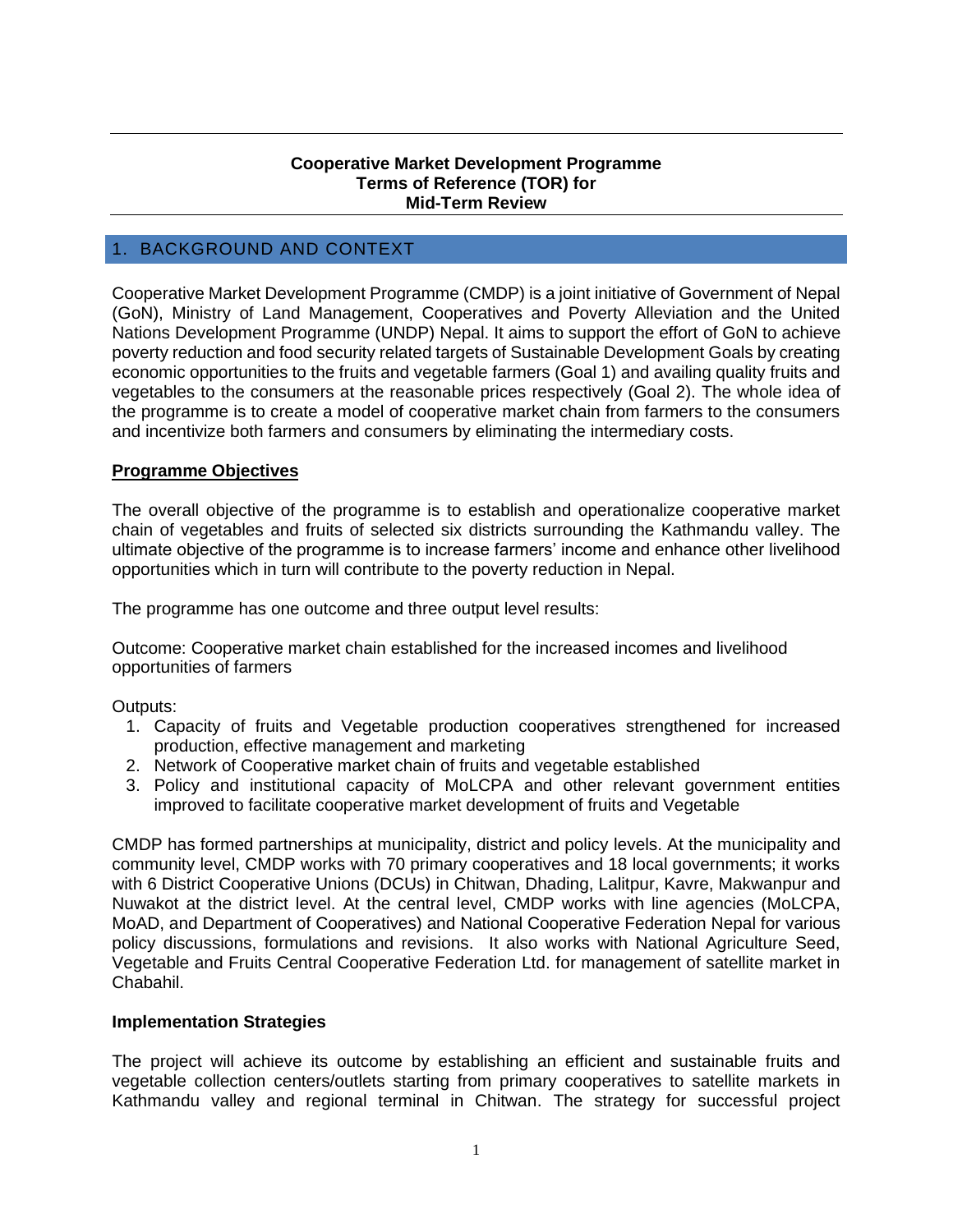**Cooperative Market Development Programme**
**Terms of Reference (TOR) for**
**Mid-Term Review**

## 1. BACKGROUND AND CONTEXT

Cooperative Market Development Programme (CMDP) is a joint initiative of Government of Nepal (GoN), Ministry of Land Management, Cooperatives and Poverty Alleviation and the United Nations Development Programme (UNDP) Nepal. It aims to support the effort of GoN to achieve poverty reduction and food security related targets of Sustainable Development Goals by creating economic opportunities to the fruits and vegetable farmers (Goal 1) and availing quality fruits and vegetables to the consumers at the reasonable prices respectively (Goal 2). The whole idea of the programme is to create a model of cooperative market chain from farmers to the consumers and incentivize both farmers and consumers by eliminating the intermediary costs.

### Programme Objectives

The overall objective of the programme is to establish and operationalize cooperative market chain of vegetables and fruits of selected six districts surrounding the Kathmandu valley. The ultimate objective of the programme is to increase farmers' income and enhance other livelihood opportunities which in turn will contribute to the poverty reduction in Nepal.

The programme has one outcome and three output level results:

Outcome: Cooperative market chain established for the increased incomes and livelihood opportunities of farmers

Outputs:

1. Capacity of fruits and Vegetable production cooperatives strengthened for increased production, effective management and marketing
2. Network of Cooperative market chain of fruits and vegetable established
3. Policy and institutional capacity of MoLCPA and other relevant government entities improved to facilitate cooperative market development of fruits and Vegetable

CMDP has formed partnerships at municipality, district and policy levels. At the municipality and community level, CMDP works with 70 primary cooperatives and 18 local governments; it works with 6 District Cooperative Unions (DCUs) in Chitwan, Dhading, Lalitpur, Kavre, Makwanpur and Nuwakot at the district level. At the central level, CMDP works with line agencies (MoLCPA, MoAD, and Department of Cooperatives) and National Cooperative Federation Nepal for various policy discussions, formulations and revisions. It also works with National Agriculture Seed, Vegetable and Fruits Central Cooperative Federation Ltd. for management of satellite market in Chabahil.

### Implementation Strategies

The project will achieve its outcome by establishing an efficient and sustainable fruits and vegetable collection centers/outlets starting from primary cooperatives to satellite markets in Kathmandu valley and regional terminal in Chitwan. The strategy for successful project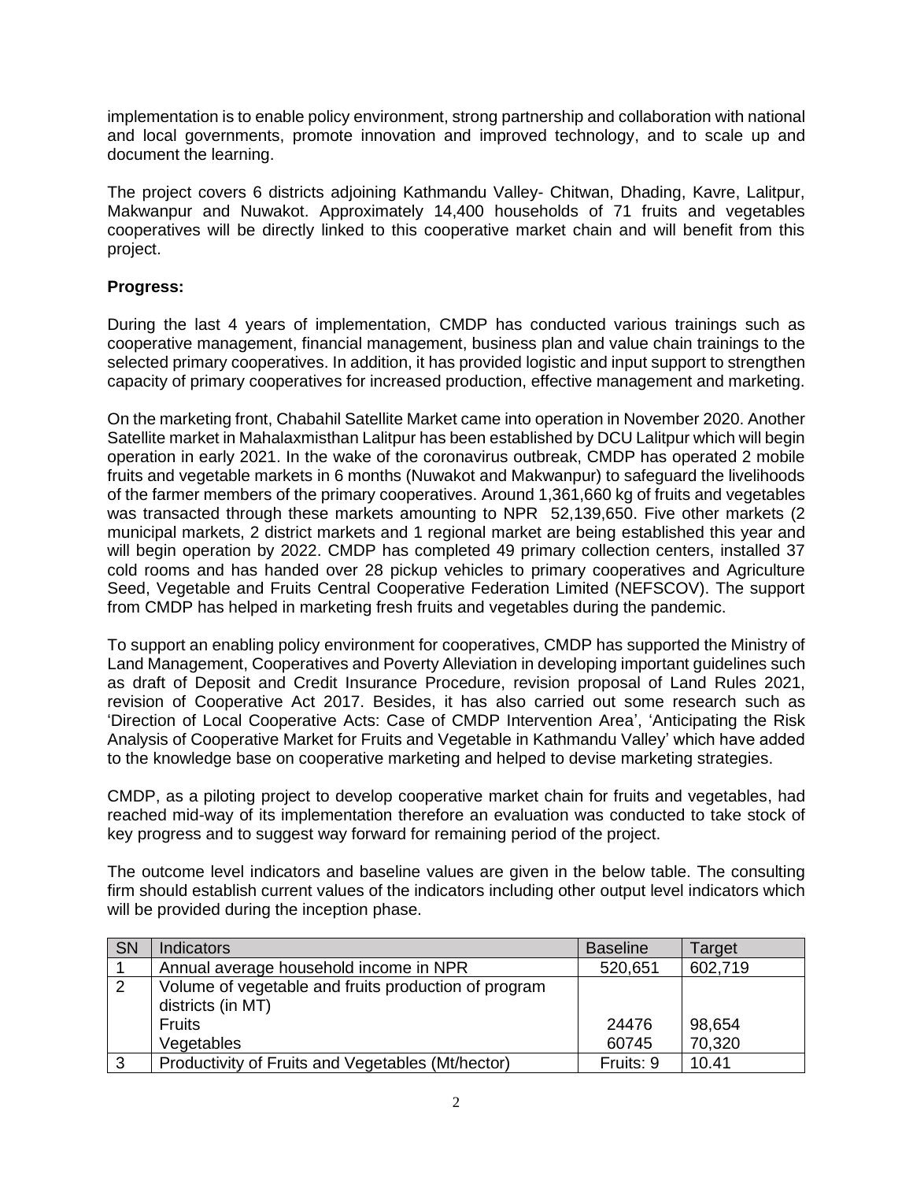implementation is to enable policy environment, strong partnership and collaboration with national and local governments, promote innovation and improved technology, and to scale up and document the learning.

The project covers 6 districts adjoining Kathmandu Valley- Chitwan, Dhading, Kavre, Lalitpur, Makwanpur and Nuwakot. Approximately 14,400 households of 71 fruits and vegetables cooperatives will be directly linked to this cooperative market chain and will benefit from this project.

**Progress:**

During the last 4 years of implementation, CMDP has conducted various trainings such as cooperative management, financial management, business plan and value chain trainings to the selected primary cooperatives. In addition, it has provided logistic and input support to strengthen capacity of primary cooperatives for increased production, effective management and marketing.

On the marketing front, Chabahil Satellite Market came into operation in November 2020. Another Satellite market in Mahalaxmisthan Lalitpur has been established by DCU Lalitpur which will begin operation in early 2021. In the wake of the coronavirus outbreak, CMDP has operated 2 mobile fruits and vegetable markets in 6 months (Nuwakot and Makwanpur) to safeguard the livelihoods of the farmer members of the primary cooperatives. Around 1,361,660 kg of fruits and vegetables was transacted through these markets amounting to NPR 52,139,650. Five other markets (2 municipal markets, 2 district markets and 1 regional market are being established this year and will begin operation by 2022. CMDP has completed 49 primary collection centers, installed 37 cold rooms and has handed over 28 pickup vehicles to primary cooperatives and Agriculture Seed, Vegetable and Fruits Central Cooperative Federation Limited (NEFSCOV). The support from CMDP has helped in marketing fresh fruits and vegetables during the pandemic.

To support an enabling policy environment for cooperatives, CMDP has supported the Ministry of Land Management, Cooperatives and Poverty Alleviation in developing important guidelines such as draft of Deposit and Credit Insurance Procedure, revision proposal of Land Rules 2021, revision of Cooperative Act 2017. Besides, it has also carried out some research such as 'Direction of Local Cooperative Acts: Case of CMDP Intervention Area', 'Anticipating the Risk Analysis of Cooperative Market for Fruits and Vegetable in Kathmandu Valley' which have added to the knowledge base on cooperative marketing and helped to devise marketing strategies.

CMDP, as a piloting project to develop cooperative market chain for fruits and vegetables, had reached mid-way of its implementation therefore an evaluation was conducted to take stock of key progress and to suggest way forward for remaining period of the project.

The outcome level indicators and baseline values are given in the below table. The consulting firm should establish current values of the indicators including other output level indicators which will be provided during the inception phase.

| SN | Indicators | Baseline | Target |
|---|---|---|---|
| 1 | Annual average household income in NPR | 520,651 | 602,719 |
| 2 | Volume of vegetable and fruits production of program districts (in MT) | | |
| | Fruits | 24476 | 98,654 |
| | Vegetables | 60745 | 70,320 |
| 3 | Productivity of Fruits and Vegetables (Mt/hector) | Fruits: 9 | 10.41 |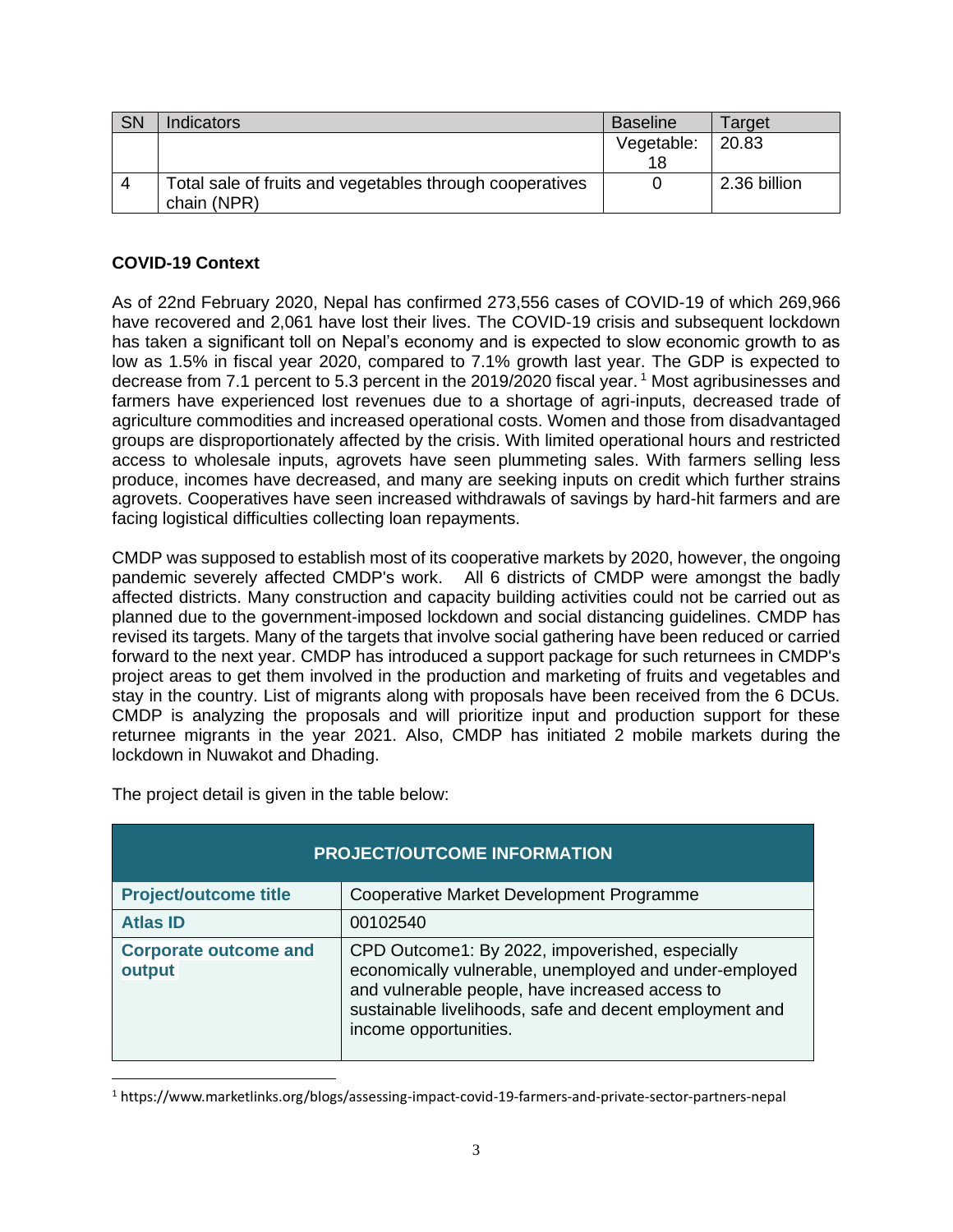| SN | Indicators | Baseline | Target |
|---|---|---|---|
| | | Vegetable: 18 | 20.83 |
| 4 | Total sale of fruits and vegetables through cooperatives chain (NPR) | 0 | 2.36 billion |

**COVID-19 Context**

As of 22nd February 2020, Nepal has confirmed 273,556 cases of COVID-19 of which 269,966 have recovered and 2,061 have lost their lives. The COVID-19 crisis and subsequent lockdown has taken a significant toll on Nepal's economy and is expected to slow economic growth to as low as 1.5% in fiscal year 2020, compared to 7.1% growth last year. The GDP is expected to decrease from 7.1 percent to 5.3 percent in the 2019/2020 fiscal year.[1] Most agribusinesses and farmers have experienced lost revenues due to a shortage of agri-inputs, decreased trade of agriculture commodities and increased operational costs. Women and those from disadvantaged groups are disproportionately affected by the crisis. With limited operational hours and restricted access to wholesale inputs, agrovets have seen plummeting sales. With farmers selling less produce, incomes have decreased, and many are seeking inputs on credit which further strains agrovets. Cooperatives have seen increased withdrawals of savings by hard-hit farmers and are facing logistical difficulties collecting loan repayments.

CMDP was supposed to establish most of its cooperative markets by 2020, however, the ongoing pandemic severely affected CMDP's work. All 6 districts of CMDP were amongst the badly affected districts. Many construction and capacity building activities could not be carried out as planned due to the government-imposed lockdown and social distancing guidelines. CMDP has revised its targets. Many of the targets that involve social gathering have been reduced or carried forward to the next year. CMDP has introduced a support package for such returnees in CMDP's project areas to get them involved in the production and marketing of fruits and vegetables and stay in the country. List of migrants along with proposals have been received from the 6 DCUs. CMDP is analyzing the proposals and will prioritize input and production support for these returnee migrants in the year 2021. Also, CMDP has initiated 2 mobile markets during the lockdown in Nuwakot and Dhading.

The project detail is given in the table below:

| PROJECT/OUTCOME INFORMATION | |
|---|---|
| **Project/outcome title** | Cooperative Market Development Programme |
| **Atlas ID** | 00102540 |
| **Corporate outcome and output** | CPD Outcome1: By 2022, impoverished, especially economically vulnerable, unemployed and under-employed and vulnerable people, have increased access to sustainable livelihoods, safe and decent employment and income opportunities. |

[1] https://www.marketlinks.org/blogs/assessing-impact-covid-19-farmers-and-private-sector-partners-nepal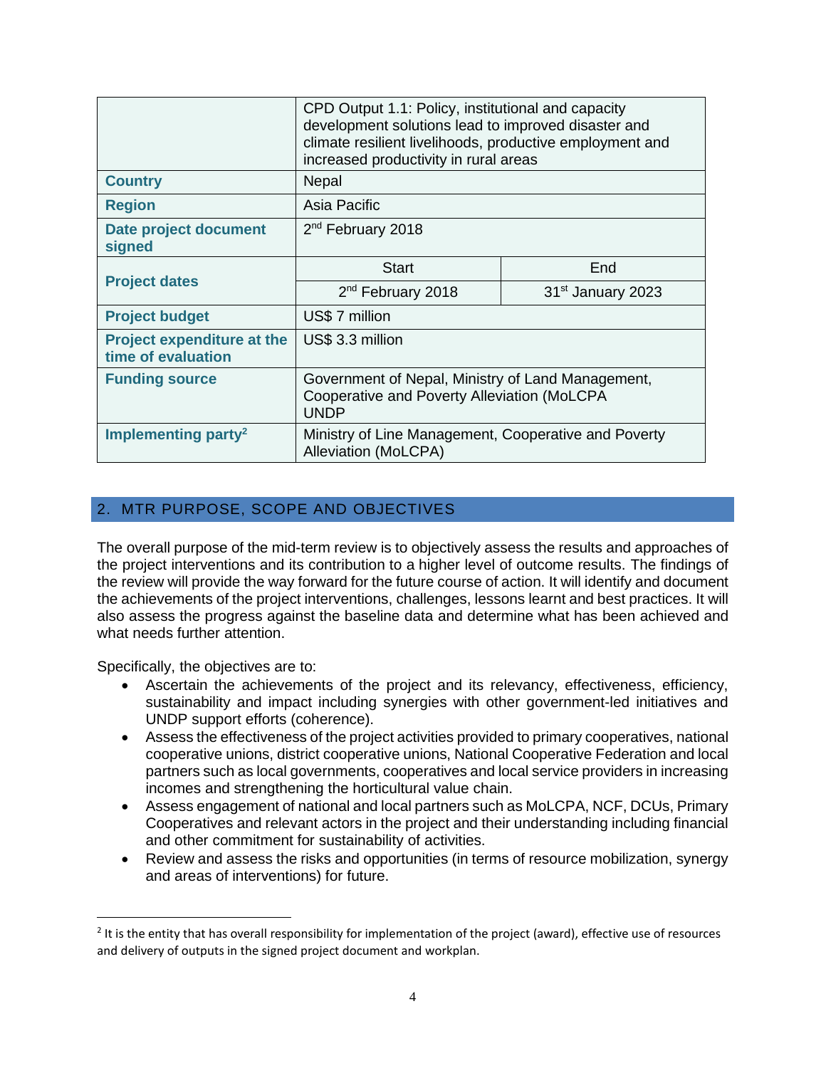| | | |
|---|---|---|
| | CPD Output 1.1: Policy, institutional and capacity development solutions lead to improved disaster and climate resilient livelihoods, productive employment and increased productivity in rural areas | |
| **Country** | Nepal | |
| **Region** | Asia Pacific | |
| **Date project document signed** | 2nd February 2018 | |
| **Project dates** | Start | End |
| | 2nd February 2018 | 31st January 2023 |
| **Project budget** | US$ 7 million | |
| **Project expenditure at the time of evaluation** | US$ 3.3 million | |
| **Funding source** | Government of Nepal, Ministry of Land Management, Cooperative and Poverty Alleviation (MoLCPA UNDP | |
| **Implementing party**[2] | Ministry of Line Management, Cooperative and Poverty Alleviation (MoLCPA) | |

## 2. MTR PURPOSE, SCOPE AND OBJECTIVES

The overall purpose of the mid-term review is to objectively assess the results and approaches of the project interventions and its contribution to a higher level of outcome results. The findings of the review will provide the way forward for the future course of action. It will identify and document the achievements of the project interventions, challenges, lessons learnt and best practices. It will also assess the progress against the baseline data and determine what has been achieved and what needs further attention.

Specifically, the objectives are to:

- Ascertain the achievements of the project and its relevancy, effectiveness, efficiency, sustainability and impact including synergies with other government-led initiatives and UNDP support efforts (coherence).
- Assess the effectiveness of the project activities provided to primary cooperatives, national cooperative unions, district cooperative unions, National Cooperative Federation and local partners such as local governments, cooperatives and local service providers in increasing incomes and strengthening the horticultural value chain.
- Assess engagement of national and local partners such as MoLCPA, NCF, DCUs, Primary Cooperatives and relevant actors in the project and their understanding including financial and other commitment for sustainability of activities.
- Review and assess the risks and opportunities (in terms of resource mobilization, synergy and areas of interventions) for future.

[2] It is the entity that has overall responsibility for implementation of the project (award), effective use of resources and delivery of outputs in the signed project document and workplan.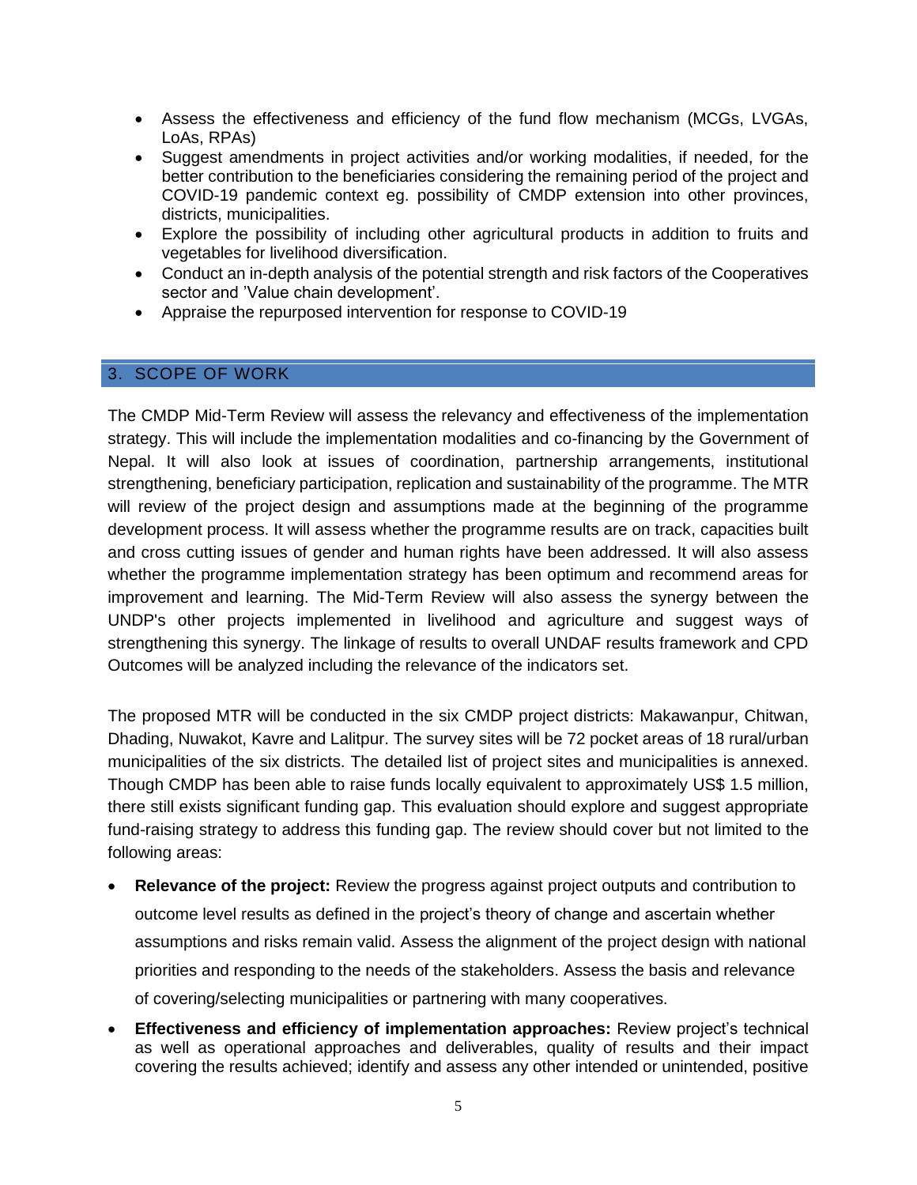- Assess the effectiveness and efficiency of the fund flow mechanism (MCGs, LVGAs, LoAs, RPAs)
- Suggest amendments in project activities and/or working modalities, if needed, for the better contribution to the beneficiaries considering the remaining period of the project and COVID-19 pandemic context eg. possibility of CMDP extension into other provinces, districts, municipalities.
- Explore the possibility of including other agricultural products in addition to fruits and vegetables for livelihood diversification.
- Conduct an in-depth analysis of the potential strength and risk factors of the Cooperatives sector and 'Value chain development'.
- Appraise the repurposed intervention for response to COVID-19

## 3. SCOPE OF WORK

The CMDP Mid-Term Review will assess the relevancy and effectiveness of the implementation strategy. This will include the implementation modalities and co-financing by the Government of Nepal. It will also look at issues of coordination, partnership arrangements, institutional strengthening, beneficiary participation, replication and sustainability of the programme. The MTR will review of the project design and assumptions made at the beginning of the programme development process. It will assess whether the programme results are on track, capacities built and cross cutting issues of gender and human rights have been addressed. It will also assess whether the programme implementation strategy has been optimum and recommend areas for improvement and learning. The Mid-Term Review will also assess the synergy between the UNDP's other projects implemented in livelihood and agriculture and suggest ways of strengthening this synergy. The linkage of results to overall UNDAF results framework and CPD Outcomes will be analyzed including the relevance of the indicators set.

The proposed MTR will be conducted in the six CMDP project districts: Makawanpur, Chitwan, Dhading, Nuwakot, Kavre and Lalitpur. The survey sites will be 72 pocket areas of 18 rural/urban municipalities of the six districts. The detailed list of project sites and municipalities is annexed. Though CMDP has been able to raise funds locally equivalent to approximately US$ 1.5 million, there still exists significant funding gap. This evaluation should explore and suggest appropriate fund-raising strategy to address this funding gap. The review should cover but not limited to the following areas:

- **Relevance of the project:** Review the progress against project outputs and contribution to outcome level results as defined in the project's theory of change and ascertain whether assumptions and risks remain valid. Assess the alignment of the project design with national priorities and responding to the needs of the stakeholders. Assess the basis and relevance of covering/selecting municipalities or partnering with many cooperatives.
- **Effectiveness and efficiency of implementation approaches:** Review project's technical as well as operational approaches and deliverables, quality of results and their impact covering the results achieved; identify and assess any other intended or unintended, positive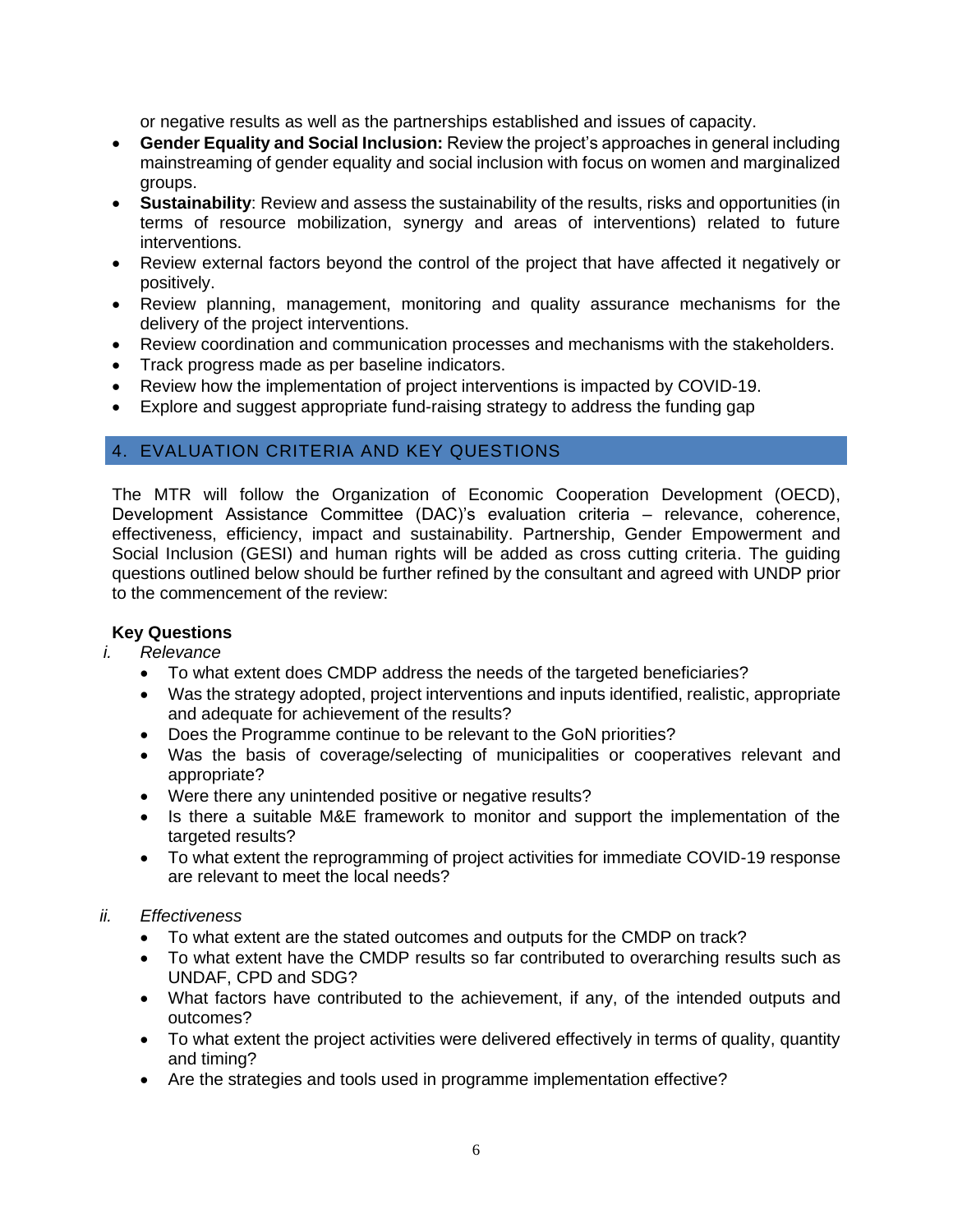or negative results as well as the partnerships established and issues of capacity.

- **Gender Equality and Social Inclusion:** Review the project's approaches in general including mainstreaming of gender equality and social inclusion with focus on women and marginalized groups.
- **Sustainability**: Review and assess the sustainability of the results, risks and opportunities (in terms of resource mobilization, synergy and areas of interventions) related to future interventions.
- Review external factors beyond the control of the project that have affected it negatively or positively.
- Review planning, management, monitoring and quality assurance mechanisms for the delivery of the project interventions.
- Review coordination and communication processes and mechanisms with the stakeholders.
- Track progress made as per baseline indicators.
- Review how the implementation of project interventions is impacted by COVID-19.
- Explore and suggest appropriate fund-raising strategy to address the funding gap

## 4. EVALUATION CRITERIA AND KEY QUESTIONS

The MTR will follow the Organization of Economic Cooperation Development (OECD), Development Assistance Committee (DAC)'s evaluation criteria – relevance, coherence, effectiveness, efficiency, impact and sustainability. Partnership, Gender Empowerment and Social Inclusion (GESI) and human rights will be added as cross cutting criteria. The guiding questions outlined below should be further refined by the consultant and agreed with UNDP prior to the commencement of the review:

**Key Questions**

i. *Relevance*
   - To what extent does CMDP address the needs of the targeted beneficiaries?
   - Was the strategy adopted, project interventions and inputs identified, realistic, appropriate and adequate for achievement of the results?
   - Does the Programme continue to be relevant to the GoN priorities?
   - Was the basis of coverage/selecting of municipalities or cooperatives relevant and appropriate?
   - Were there any unintended positive or negative results?
   - Is there a suitable M&E framework to monitor and support the implementation of the targeted results?
   - To what extent the reprogramming of project activities for immediate COVID-19 response are relevant to meet the local needs?

ii. *Effectiveness*
   - To what extent are the stated outcomes and outputs for the CMDP on track?
   - To what extent have the CMDP results so far contributed to overarching results such as UNDAF, CPD and SDG?
   - What factors have contributed to the achievement, if any, of the intended outputs and outcomes?
   - To what extent the project activities were delivered effectively in terms of quality, quantity and timing?
   - Are the strategies and tools used in programme implementation effective?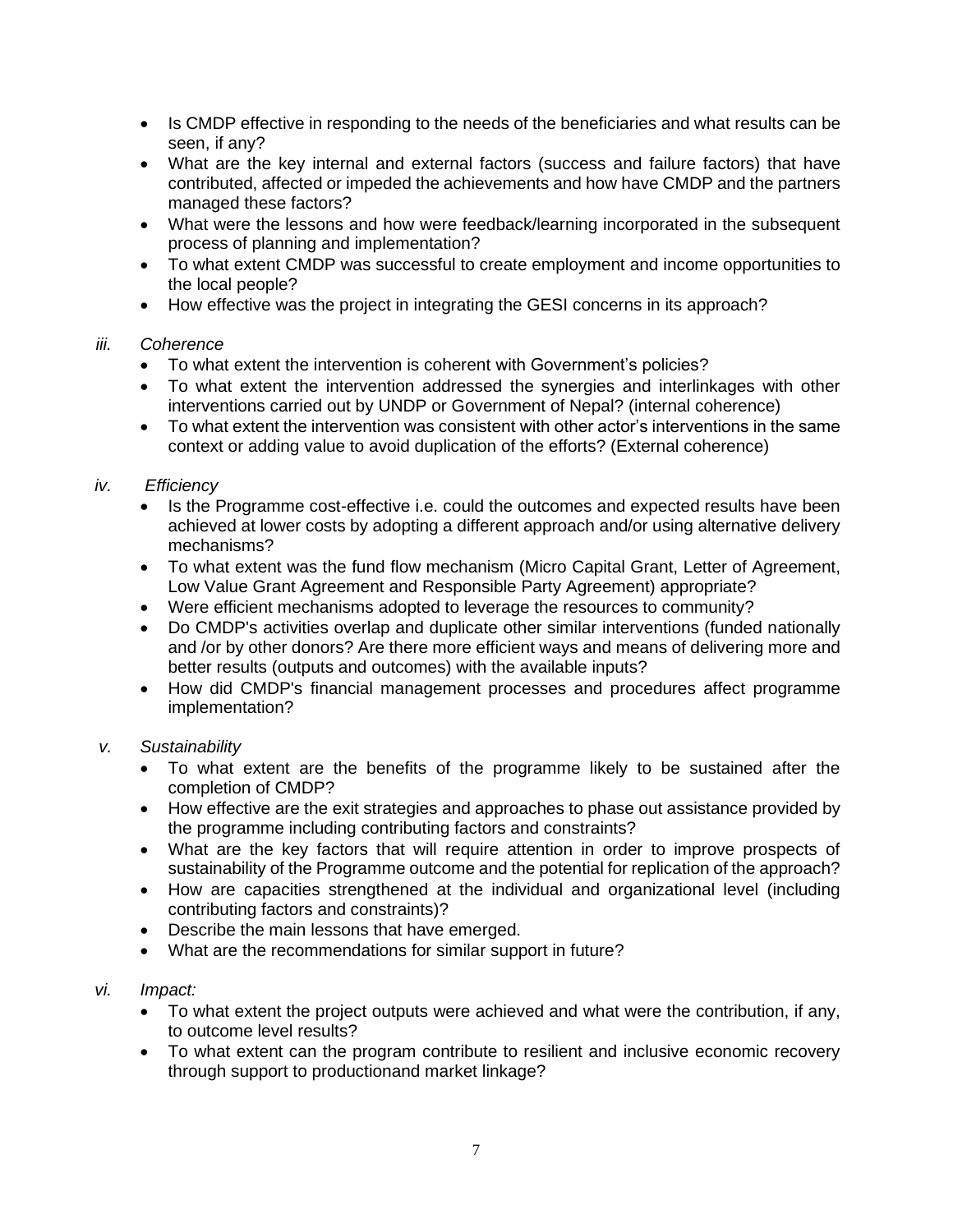- Is CMDP effective in responding to the needs of the beneficiaries and what results can be seen, if any?
- What are the key internal and external factors (success and failure factors) that have contributed, affected or impeded the achievements and how have CMDP and the partners managed these factors?
- What were the lessons and how were feedback/learning incorporated in the subsequent process of planning and implementation?
- To what extent CMDP was successful to create employment and income opportunities to the local people?
- How effective was the project in integrating the GESI concerns in its approach?

*iii. Coherence*

- To what extent the intervention is coherent with Government's policies?
- To what extent the intervention addressed the synergies and interlinkages with other interventions carried out by UNDP or Government of Nepal? (internal coherence)
- To what extent the intervention was consistent with other actor's interventions in the same context or adding value to avoid duplication of the efforts? (External coherence)

*iv. Efficiency*

- Is the Programme cost-effective i.e. could the outcomes and expected results have been achieved at lower costs by adopting a different approach and/or using alternative delivery mechanisms?
- To what extent was the fund flow mechanism (Micro Capital Grant, Letter of Agreement, Low Value Grant Agreement and Responsible Party Agreement) appropriate?
- Were efficient mechanisms adopted to leverage the resources to community?
- Do CMDP's activities overlap and duplicate other similar interventions (funded nationally and /or by other donors? Are there more efficient ways and means of delivering more and better results (outputs and outcomes) with the available inputs?
- How did CMDP's financial management processes and procedures affect programme implementation?

*v. Sustainability*

- To what extent are the benefits of the programme likely to be sustained after the completion of CMDP?
- How effective are the exit strategies and approaches to phase out assistance provided by the programme including contributing factors and constraints?
- What are the key factors that will require attention in order to improve prospects of sustainability of the Programme outcome and the potential for replication of the approach?
- How are capacities strengthened at the individual and organizational level (including contributing factors and constraints)?
- Describe the main lessons that have emerged.
- What are the recommendations for similar support in future?

*vi. Impact:*

- To what extent the project outputs were achieved and what were the contribution, if any, to outcome level results?
- To what extent can the program contribute to resilient and inclusive economic recovery through support to productionand market linkage?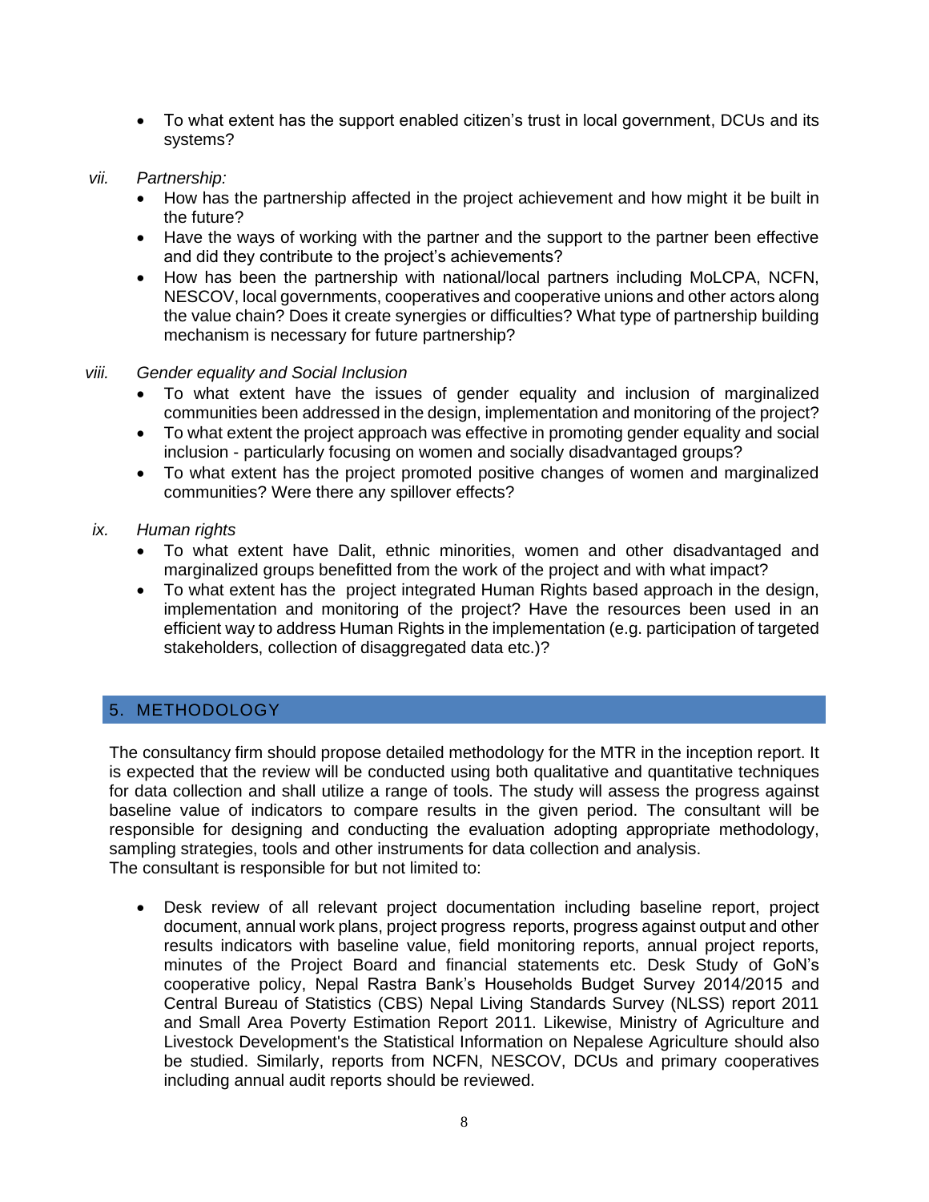- To what extent has the support enabled citizen's trust in local government, DCUs and its systems?

*vii. Partnership:*

- How has the partnership affected in the project achievement and how might it be built in the future?
- Have the ways of working with the partner and the support to the partner been effective and did they contribute to the project's achievements?
- How has been the partnership with national/local partners including MoLCPA, NCFN, NESCOV, local governments, cooperatives and cooperative unions and other actors along the value chain? Does it create synergies or difficulties? What type of partnership building mechanism is necessary for future partnership?

*viii. Gender equality and Social Inclusion*

- To what extent have the issues of gender equality and inclusion of marginalized communities been addressed in the design, implementation and monitoring of the project?
- To what extent the project approach was effective in promoting gender equality and social inclusion - particularly focusing on women and socially disadvantaged groups?
- To what extent has the project promoted positive changes of women and marginalized communities? Were there any spillover effects?

*ix. Human rights*

- To what extent have Dalit, ethnic minorities, women and other disadvantaged and marginalized groups benefitted from the work of the project and with what impact?
- To what extent has the project integrated Human Rights based approach in the design, implementation and monitoring of the project? Have the resources been used in an efficient way to address Human Rights in the implementation (e.g. participation of targeted stakeholders, collection of disaggregated data etc.)?

## 5. METHODOLOGY

The consultancy firm should propose detailed methodology for the MTR in the inception report. It is expected that the review will be conducted using both qualitative and quantitative techniques for data collection and shall utilize a range of tools. The study will assess the progress against baseline value of indicators to compare results in the given period. The consultant will be responsible for designing and conducting the evaluation adopting appropriate methodology, sampling strategies, tools and other instruments for data collection and analysis.
The consultant is responsible for but not limited to:

- Desk review of all relevant project documentation including baseline report, project document, annual work plans, project progress reports, progress against output and other results indicators with baseline value, field monitoring reports, annual project reports, minutes of the Project Board and financial statements etc. Desk Study of GoN's cooperative policy, Nepal Rastra Bank's Households Budget Survey 2014/2015 and Central Bureau of Statistics (CBS) Nepal Living Standards Survey (NLSS) report 2011 and Small Area Poverty Estimation Report 2011. Likewise, Ministry of Agriculture and Livestock Development's the Statistical Information on Nepalese Agriculture should also be studied. Similarly, reports from NCFN, NESCOV, DCUs and primary cooperatives including annual audit reports should be reviewed.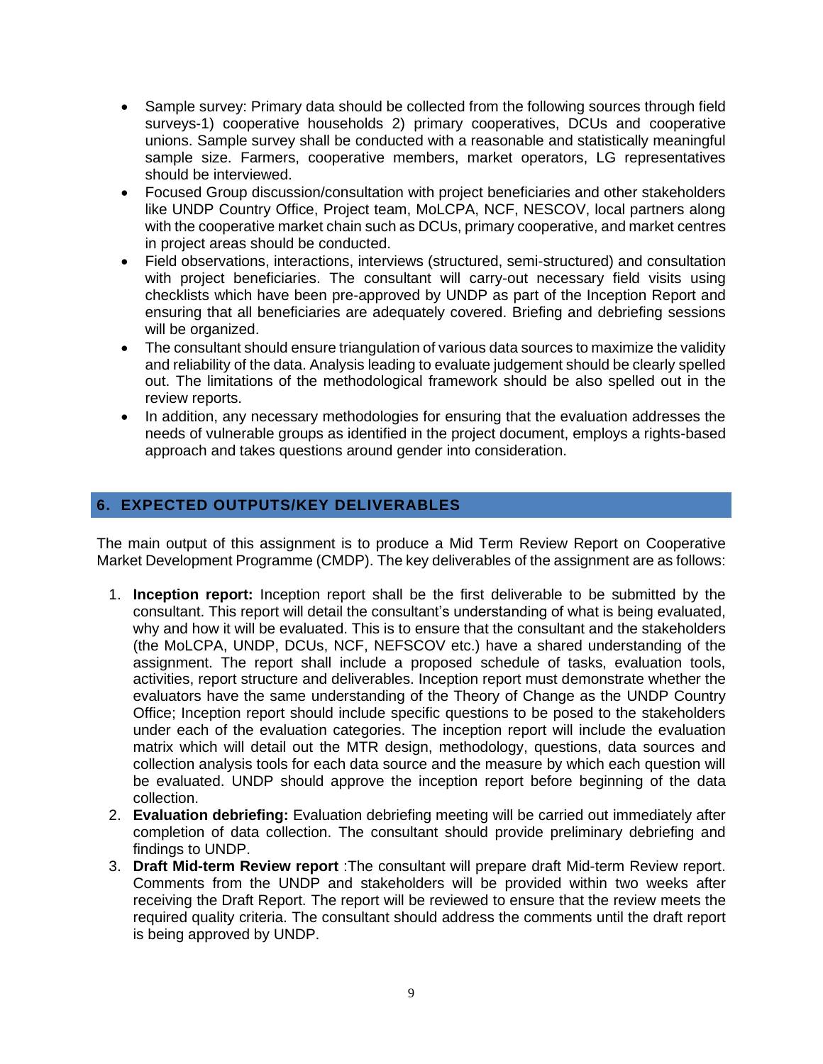- Sample survey: Primary data should be collected from the following sources through field surveys-1) cooperative households 2) primary cooperatives, DCUs and cooperative unions. Sample survey shall be conducted with a reasonable and statistically meaningful sample size. Farmers, cooperative members, market operators, LG representatives should be interviewed.
- Focused Group discussion/consultation with project beneficiaries and other stakeholders like UNDP Country Office, Project team, MoLCPA, NCF, NESCOV, local partners along with the cooperative market chain such as DCUs, primary cooperative, and market centres in project areas should be conducted.
- Field observations, interactions, interviews (structured, semi-structured) and consultation with project beneficiaries. The consultant will carry-out necessary field visits using checklists which have been pre-approved by UNDP as part of the Inception Report and ensuring that all beneficiaries are adequately covered. Briefing and debriefing sessions will be organized.
- The consultant should ensure triangulation of various data sources to maximize the validity and reliability of the data. Analysis leading to evaluate judgement should be clearly spelled out. The limitations of the methodological framework should be also spelled out in the review reports.
- In addition, any necessary methodologies for ensuring that the evaluation addresses the needs of vulnerable groups as identified in the project document, employs a rights-based approach and takes questions around gender into consideration.

## 6. EXPECTED OUTPUTS/KEY DELIVERABLES

The main output of this assignment is to produce a Mid Term Review Report on Cooperative Market Development Programme (CMDP). The key deliverables of the assignment are as follows:

1. **Inception report:** Inception report shall be the first deliverable to be submitted by the consultant. This report will detail the consultant's understanding of what is being evaluated, why and how it will be evaluated. This is to ensure that the consultant and the stakeholders (the MoLCPA, UNDP, DCUs, NCF, NEFSCOV etc.) have a shared understanding of the assignment. The report shall include a proposed schedule of tasks, evaluation tools, activities, report structure and deliverables. Inception report must demonstrate whether the evaluators have the same understanding of the Theory of Change as the UNDP Country Office; Inception report should include specific questions to be posed to the stakeholders under each of the evaluation categories. The inception report will include the evaluation matrix which will detail out the MTR design, methodology, questions, data sources and collection analysis tools for each data source and the measure by which each question will be evaluated. UNDP should approve the inception report before beginning of the data collection.
2. **Evaluation debriefing:** Evaluation debriefing meeting will be carried out immediately after completion of data collection. The consultant should provide preliminary debriefing and findings to UNDP.
3. **Draft Mid-term Review report** :The consultant will prepare draft Mid-term Review report. Comments from the UNDP and stakeholders will be provided within two weeks after receiving the Draft Report. The report will be reviewed to ensure that the review meets the required quality criteria. The consultant should address the comments until the draft report is being approved by UNDP.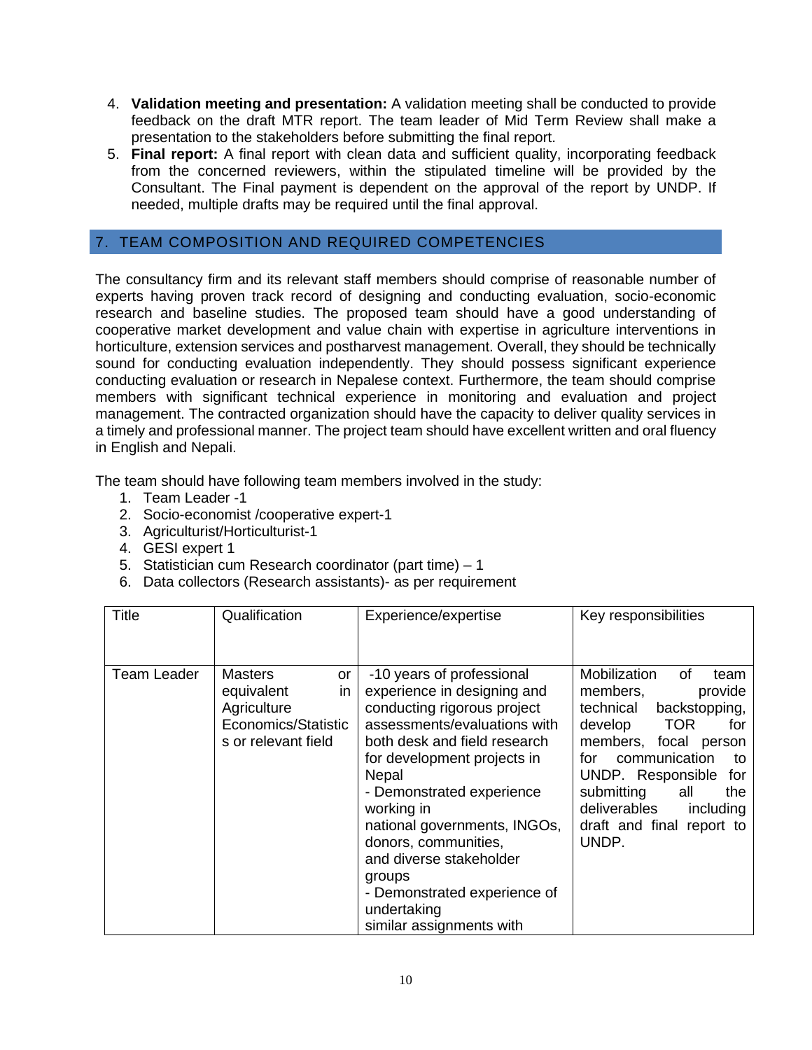4. **Validation meeting and presentation:** A validation meeting shall be conducted to provide feedback on the draft MTR report. The team leader of Mid Term Review shall make a presentation to the stakeholders before submitting the final report.
5. **Final report:** A final report with clean data and sufficient quality, incorporating feedback from the concerned reviewers, within the stipulated timeline will be provided by the Consultant. The Final payment is dependent on the approval of the report by UNDP. If needed, multiple drafts may be required until the final approval.

## 7. TEAM COMPOSITION AND REQUIRED COMPETENCIES

The consultancy firm and its relevant staff members should comprise of reasonable number of experts having proven track record of designing and conducting evaluation, socio-economic research and baseline studies. The proposed team should have a good understanding of cooperative market development and value chain with expertise in agriculture interventions in horticulture, extension services and postharvest management. Overall, they should be technically sound for conducting evaluation independently. They should possess significant experience conducting evaluation or research in Nepalese context. Furthermore, the team should comprise members with significant technical experience in monitoring and evaluation and project management. The contracted organization should have the capacity to deliver quality services in a timely and professional manner. The project team should have excellent written and oral fluency in English and Nepali.

The team should have following team members involved in the study:

1. Team Leader -1
2. Socio-economist /cooperative expert-1
3. Agriculturist/Horticulturist-1
4. GESI expert 1
5. Statistician cum Research coordinator (part time) – 1
6. Data collectors (Research assistants)- as per requirement

| Title | Qualification | Experience/expertise | Key responsibilities |
|---|---|---|---|
| Team Leader | Masters or equivalent in Agriculture Economics/Statistics or relevant field | -10 years of professional experience in designing and conducting rigorous project assessments/evaluations with both desk and field research for development projects in Nepal<br>- Demonstrated experience working in national governments, INGOs, donors, communities, and diverse stakeholder groups<br>- Demonstrated experience of undertaking similar assignments with | Mobilization of team members, provide technical backstopping, develop TOR for members, focal person for communication to UNDP. Responsible for submitting all the deliverables including draft and final report to UNDP. |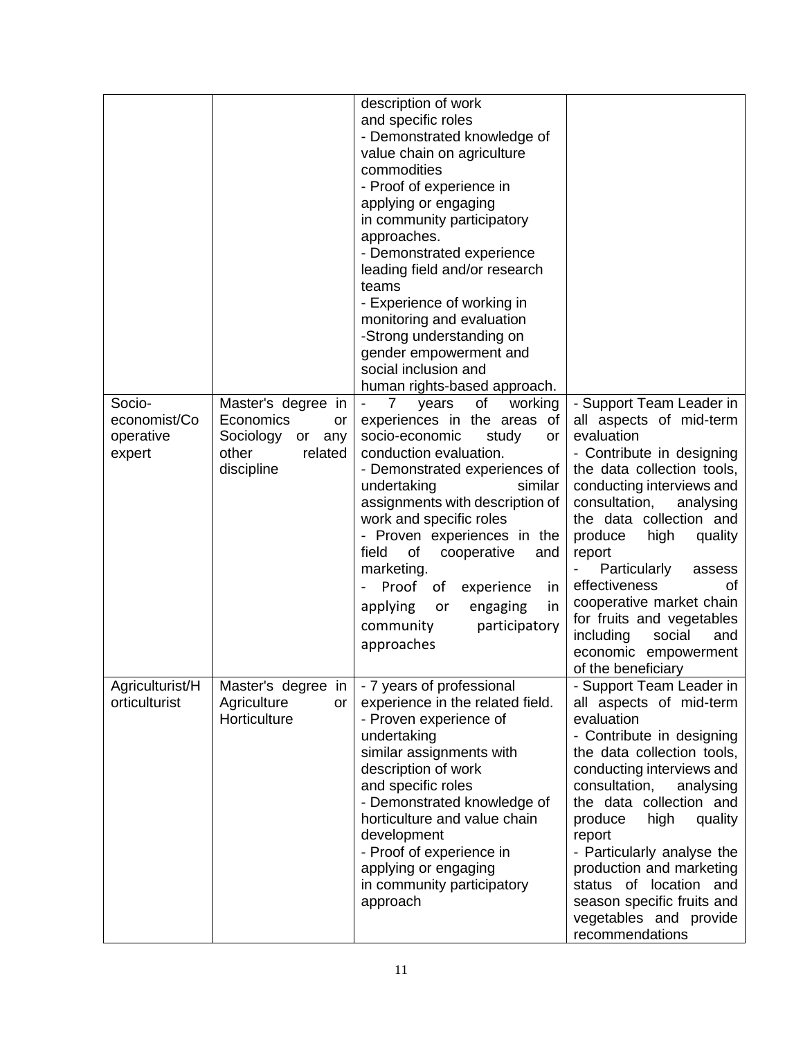| | | description of work and specific roles<br>- Demonstrated knowledge of value chain on agriculture commodities<br>- Proof of experience in applying or engaging in community participatory approaches.<br>- Demonstrated experience leading field and/or research teams<br>- Experience of working in monitoring and evaluation<br>-Strong understanding on gender empowerment and social inclusion and human rights-based approach. | |
|---|---|---|---|
| Socio-economist/Cooperative expert | Master's degree in Economics or Sociology or any other related discipline | - 7 years of working experiences in the areas of socio-economic study or conduction evaluation.<br>- Demonstrated experiences of undertaking similar assignments with description of work and specific roles<br>- Proven experiences in the field of cooperative and marketing.<br>- Proof of experience in applying or engaging in community participatory approaches | - Support Team Leader in all aspects of mid-term evaluation<br>- Contribute in designing the data collection tools, conducting interviews and consultation, analysing the data collection and produce high quality report<br>- Particularly assess effectiveness of cooperative market chain for fruits and vegetables including social and economic empowerment of the beneficiary |
| Agriculturist/Horticulturist | Master's degree in Agriculture or Horticulture | - 7 years of professional experience in the related field.<br>- Proven experience of undertaking similar assignments with description of work and specific roles<br>- Demonstrated knowledge of horticulture and value chain development<br>- Proof of experience in applying or engaging in community participatory approach | - Support Team Leader in all aspects of mid-term evaluation<br>- Contribute in designing the data collection tools, conducting interviews and consultation, analysing the data collection and produce high quality report<br>- Particularly analyse the production and marketing status of location and season specific fruits and vegetables and provide recommendations |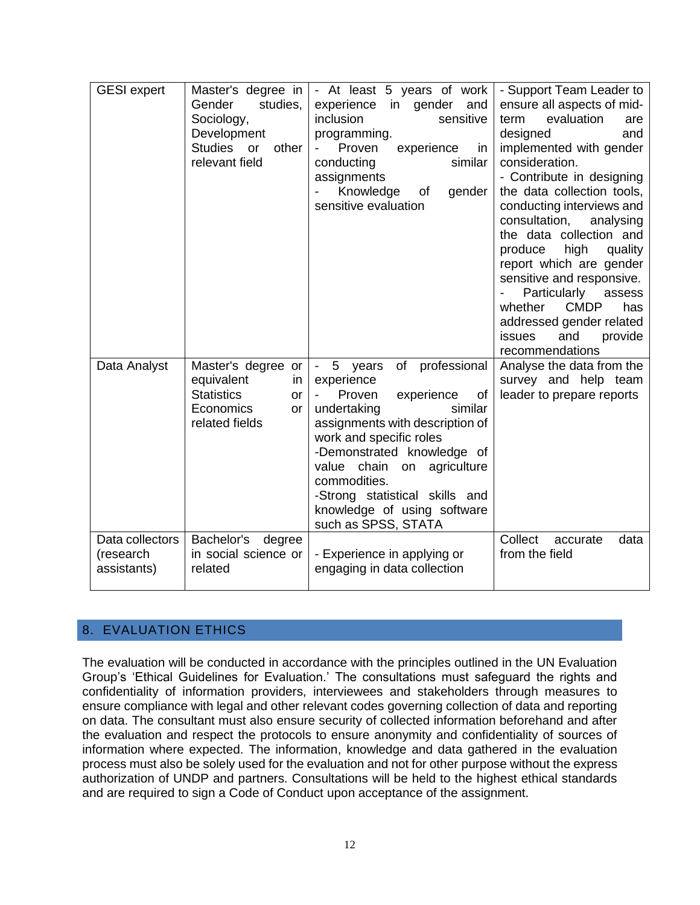| GESI expert | Master's degree in Gender studies, Sociology, Development Studies or other relevant field | - At least 5 years of work experience in gender and inclusion sensitive programming.<br>- Proven experience in conducting similar assignments<br>- Knowledge of gender sensitive evaluation | - Support Team Leader to ensure all aspects of mid-term evaluation are designed and implemented with gender consideration.<br>- Contribute in designing the data collection tools, conducting interviews and consultation, analysing the data collection and produce high quality report which are gender sensitive and responsive.<br>- Particularly assess whether CMDP has addressed gender related issues and provide recommendations |
|---|---|---|---|
| Data Analyst | Master's degree or equivalent in Statistics or Economics or related fields | - 5 years of professional experience<br>- Proven experience of undertaking similar assignments with description of work and specific roles<br>-Demonstrated knowledge of value chain on agriculture commodities.<br>-Strong statistical skills and knowledge of using software such as SPSS, STATA | Analyse the data from the survey and help team leader to prepare reports |
| Data collectors (research assistants) | Bachelor's degree in social science or related | - Experience in applying or engaging in data collection | Collect accurate data from the field |

## 8. EVALUATION ETHICS

The evaluation will be conducted in accordance with the principles outlined in the UN Evaluation Group's 'Ethical Guidelines for Evaluation.' The consultations must safeguard the rights and confidentiality of information providers, interviewees and stakeholders through measures to ensure compliance with legal and other relevant codes governing collection of data and reporting on data. The consultant must also ensure security of collected information beforehand and after the evaluation and respect the protocols to ensure anonymity and confidentiality of sources of information where expected. The information, knowledge and data gathered in the evaluation process must also be solely used for the evaluation and not for other purpose without the express authorization of UNDP and partners. Consultations will be held to the highest ethical standards and are required to sign a Code of Conduct upon acceptance of the assignment.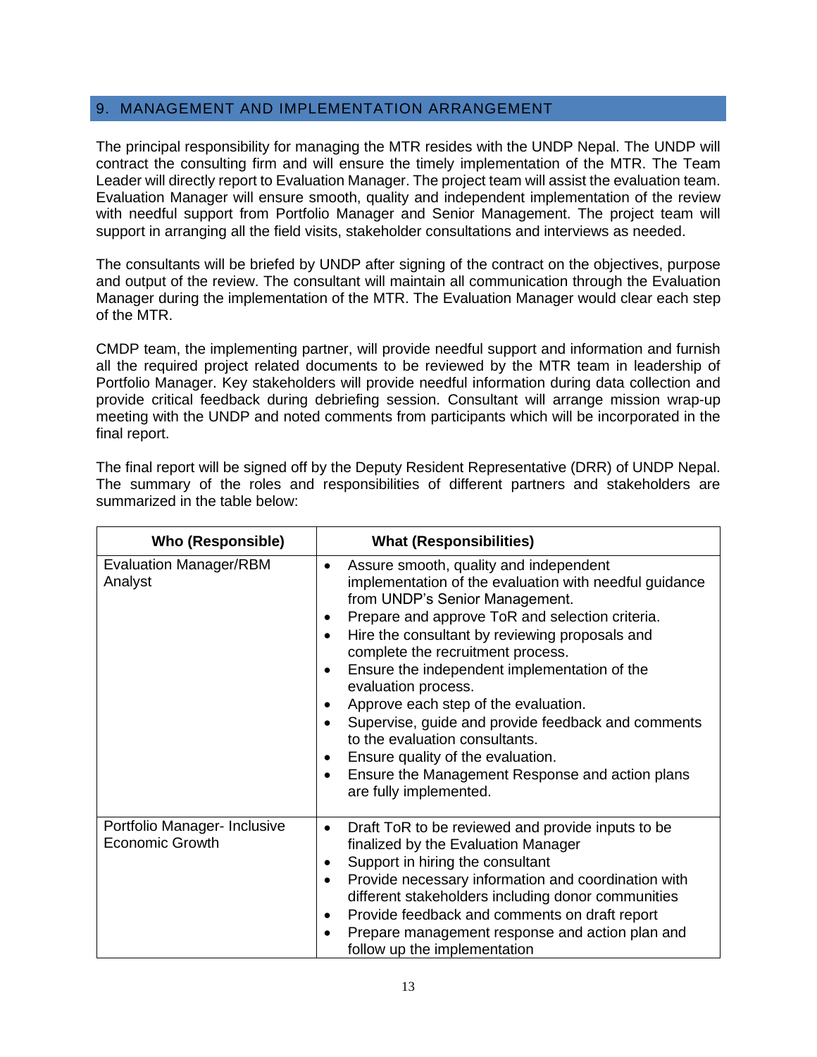## 9. MANAGEMENT AND IMPLEMENTATION ARRANGEMENT

The principal responsibility for managing the MTR resides with the UNDP Nepal. The UNDP will contract the consulting firm and will ensure the timely implementation of the MTR. The Team Leader will directly report to Evaluation Manager. The project team will assist the evaluation team. Evaluation Manager will ensure smooth, quality and independent implementation of the review with needful support from Portfolio Manager and Senior Management. The project team will support in arranging all the field visits, stakeholder consultations and interviews as needed.

The consultants will be briefed by UNDP after signing of the contract on the objectives, purpose and output of the review. The consultant will maintain all communication through the Evaluation Manager during the implementation of the MTR. The Evaluation Manager would clear each step of the MTR.

CMDP team, the implementing partner, will provide needful support and information and furnish all the required project related documents to be reviewed by the MTR team in leadership of Portfolio Manager. Key stakeholders will provide needful information during data collection and provide critical feedback during debriefing session. Consultant will arrange mission wrap-up meeting with the UNDP and noted comments from participants which will be incorporated in the final report.

The final report will be signed off by the Deputy Resident Representative (DRR) of UNDP Nepal. The summary of the roles and responsibilities of different partners and stakeholders are summarized in the table below:

| Who (Responsible) | What (Responsibilities) |
| --- | --- |
| Evaluation Manager/RBM Analyst | • Assure smooth, quality and independent implementation of the evaluation with needful guidance from UNDP's Senior Management.<br>• Prepare and approve ToR and selection criteria.<br>• Hire the consultant by reviewing proposals and complete the recruitment process.<br>• Ensure the independent implementation of the evaluation process.<br>• Approve each step of the evaluation.<br>• Supervise, guide and provide feedback and comments to the evaluation consultants.<br>• Ensure quality of the evaluation.<br>• Ensure the Management Response and action plans are fully implemented. |
| Portfolio Manager- Inclusive Economic Growth | • Draft ToR to be reviewed and provide inputs to be finalized by the Evaluation Manager<br>• Support in hiring the consultant<br>• Provide necessary information and coordination with different stakeholders including donor communities<br>• Provide feedback and comments on draft report<br>• Prepare management response and action plan and follow up the implementation |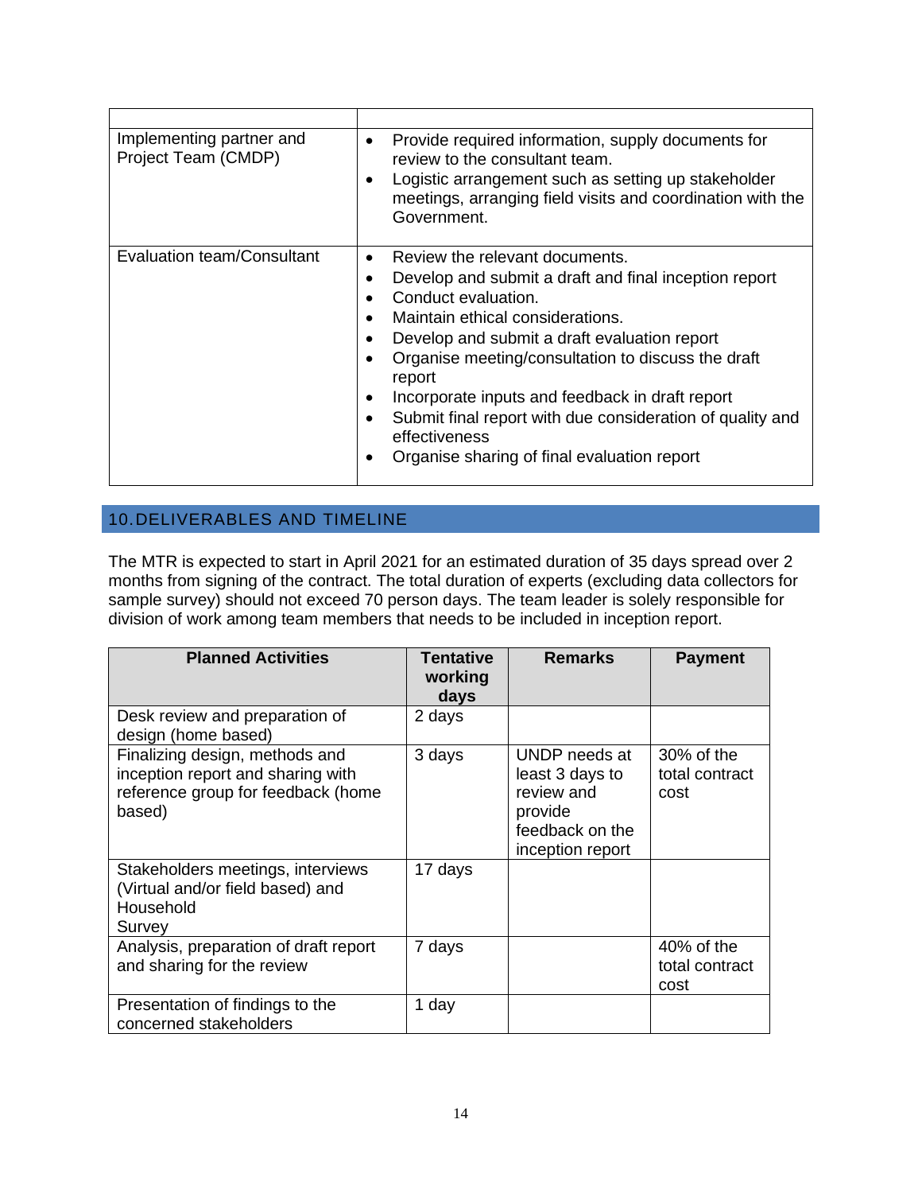| | |
|---|---|
| Implementing partner and Project Team (CMDP) | • Provide required information, supply documents for review to the consultant team.<br>• Logistic arrangement such as setting up stakeholder meetings, arranging field visits and coordination with the Government. |
| Evaluation team/Consultant | • Review the relevant documents.<br>• Develop and submit a draft and final inception report<br>• Conduct evaluation.<br>• Maintain ethical considerations.<br>• Develop and submit a draft evaluation report<br>• Organise meeting/consultation to discuss the draft report<br>• Incorporate inputs and feedback in draft report<br>• Submit final report with due consideration of quality and effectiveness<br>• Organise sharing of final evaluation report |

## 10. DELIVERABLES AND TIMELINE

The MTR is expected to start in April 2021 for an estimated duration of 35 days spread over 2 months from signing of the contract. The total duration of experts (excluding data collectors for sample survey) should not exceed 70 person days. The team leader is solely responsible for division of work among team members that needs to be included in inception report.

| Planned Activities | Tentative working days | Remarks | Payment |
|---|---|---|---|
| Desk review and preparation of design (home based) | 2 days | | |
| Finalizing design, methods and inception report and sharing with reference group for feedback (home based) | 3 days | UNDP needs at least 3 days to review and provide feedback on the inception report | 30% of the total contract cost |
| Stakeholders meetings, interviews (Virtual and/or field based) and Household Survey | 17 days | | |
| Analysis, preparation of draft report and sharing for the review | 7 days | | 40% of the total contract cost |
| Presentation of findings to the concerned stakeholders | 1 day | | |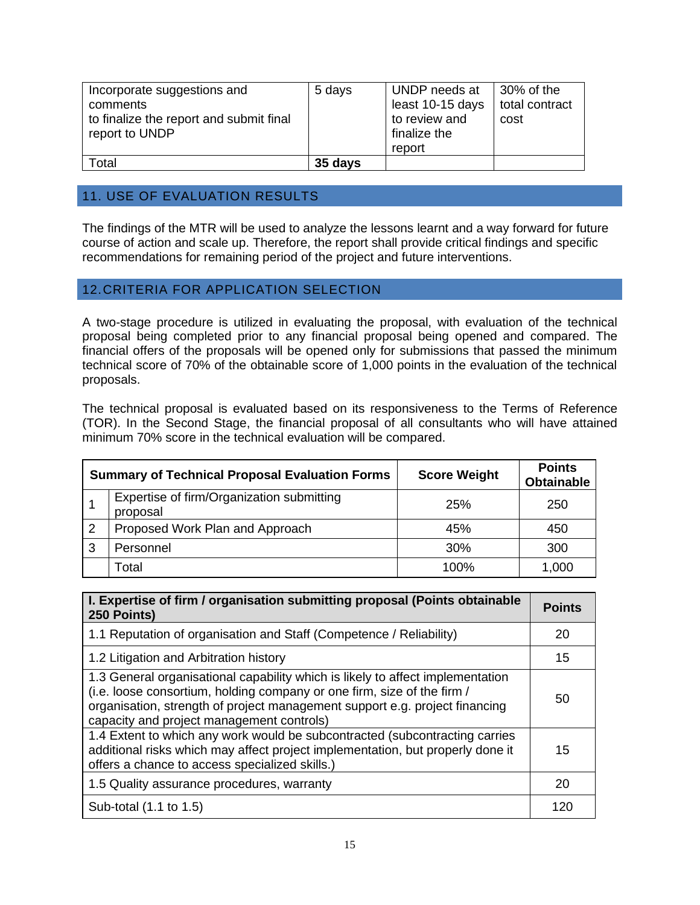| Incorporate suggestions and comments to finalize the report and submit final report to UNDP | 5 days | UNDP needs at least 10-15 days to review and finalize the report | 30% of the total contract cost |
|---|---|---|---|
| Total | **35 days** | | |

## 11. USE OF EVALUATION RESULTS

The findings of the MTR will be used to analyze the lessons learnt and a way forward for future course of action and scale up. Therefore, the report shall provide critical findings and specific recommendations for remaining period of the project and future interventions.

## 12. CRITERIA FOR APPLICATION SELECTION

A two-stage procedure is utilized in evaluating the proposal, with evaluation of the technical proposal being completed prior to any financial proposal being opened and compared. The financial offers of the proposals will be opened only for submissions that passed the minimum technical score of 70% of the obtainable score of 1,000 points in the evaluation of the technical proposals.

The technical proposal is evaluated based on its responsiveness to the Terms of Reference (TOR). In the Second Stage, the financial proposal of all consultants who will have attained minimum 70% score in the technical evaluation will be compared.

| | **Summary of Technical Proposal Evaluation Forms** | **Score Weight** | **Points Obtainable** |
|---|---|---|---|
| 1 | Expertise of firm/Organization submitting proposal | 25% | 250 |
| 2 | Proposed Work Plan and Approach | 45% | 450 |
| 3 | Personnel | 30% | 300 |
| | Total | 100% | 1,000 |

| **I. Expertise of firm / organisation submitting proposal (Points obtainable 250 Points)** | **Points** |
|---|---|
| 1.1 Reputation of organisation and Staff (Competence / Reliability) | 20 |
| 1.2 Litigation and Arbitration history | 15 |
| 1.3 General organisational capability which is likely to affect implementation (i.e. loose consortium, holding company or one firm, size of the firm / organisation, strength of project management support e.g. project financing capacity and project management controls) | 50 |
| 1.4 Extent to which any work would be subcontracted (subcontracting carries additional risks which may affect project implementation, but properly done it offers a chance to access specialized skills.) | 15 |
| 1.5 Quality assurance procedures, warranty | 20 |
| Sub-total (1.1 to 1.5) | 120 |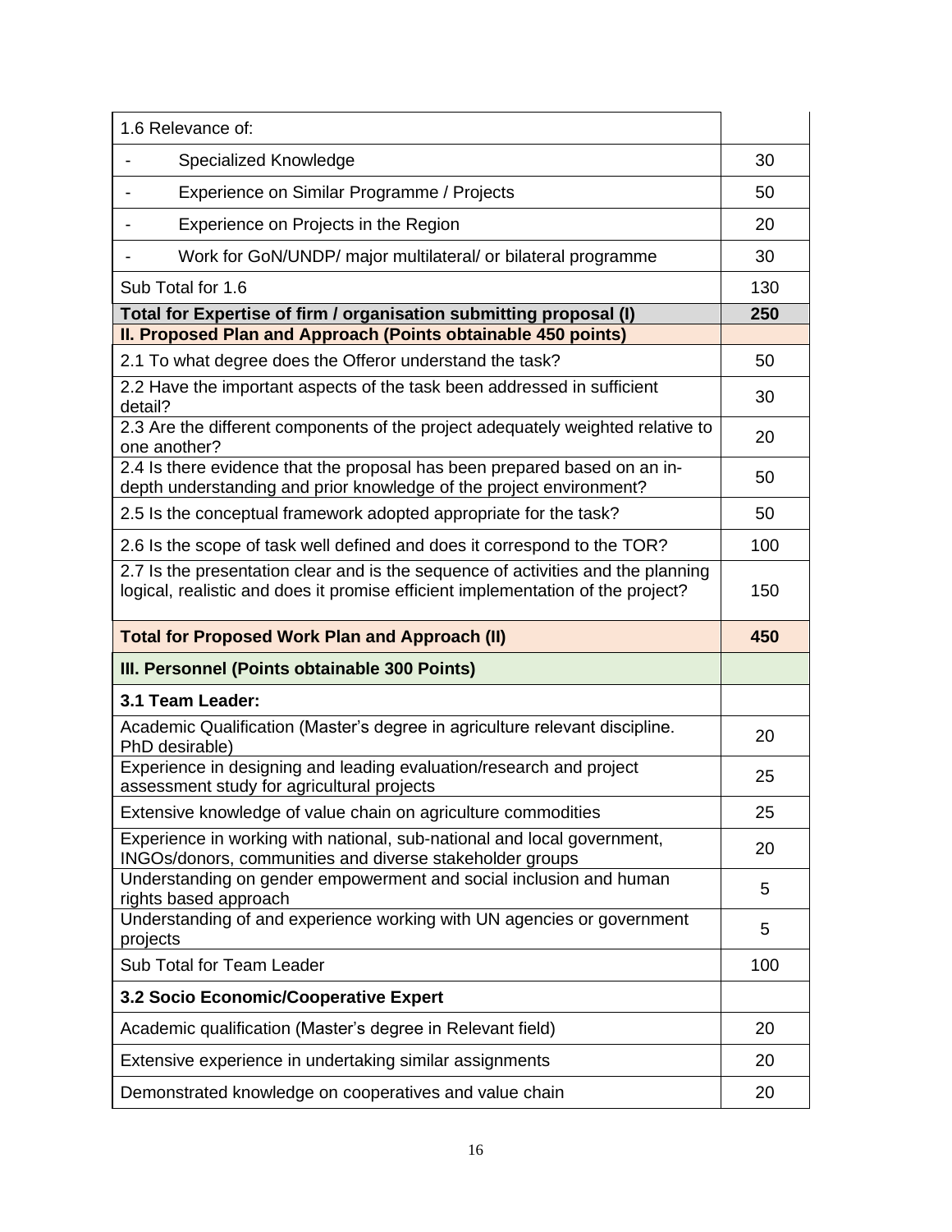| 1.6 Relevance of: | |
|---|---|
| - Specialized Knowledge | 30 |
| - Experience on Similar Programme / Projects | 50 |
| - Experience on Projects in the Region | 20 |
| - Work for GoN/UNDP/ major multilateral/ or bilateral programme | 30 |
| Sub Total for 1.6 | 130 |
| **Total for Expertise of firm / organisation submitting proposal (I)** | **250** |
| **II. Proposed Plan and Approach (Points obtainable 450 points)** | |
| 2.1 To what degree does the Offeror understand the task? | 50 |
| 2.2 Have the important aspects of the task been addressed in sufficient detail? | 30 |
| 2.3 Are the different components of the project adequately weighted relative to one another? | 20 |
| 2.4 Is there evidence that the proposal has been prepared based on an in-depth understanding and prior knowledge of the project environment? | 50 |
| 2.5 Is the conceptual framework adopted appropriate for the task? | 50 |
| 2.6 Is the scope of task well defined and does it correspond to the TOR? | 100 |
| 2.7 Is the presentation clear and is the sequence of activities and the planning logical, realistic and does it promise efficient implementation of the project? | 150 |
| **Total for Proposed Work Plan and Approach (II)** | **450** |
| **III. Personnel (Points obtainable 300 Points)** | |
| **3.1 Team Leader:** | |
| Academic Qualification (Master's degree in agriculture relevant discipline. PhD desirable) | 20 |
| Experience in designing and leading evaluation/research and project assessment study for agricultural projects | 25 |
| Extensive knowledge of value chain on agriculture commodities | 25 |
| Experience in working with national, sub-national and local government, INGOs/donors, communities and diverse stakeholder groups | 20 |
| Understanding on gender empowerment and social inclusion and human rights based approach | 5 |
| Understanding of and experience working with UN agencies or government projects | 5 |
| Sub Total for Team Leader | 100 |
| **3.2 Socio Economic/Cooperative Expert** | |
| Academic qualification (Master's degree in Relevant field) | 20 |
| Extensive experience in undertaking similar assignments | 20 |
| Demonstrated knowledge on cooperatives and value chain | 20 |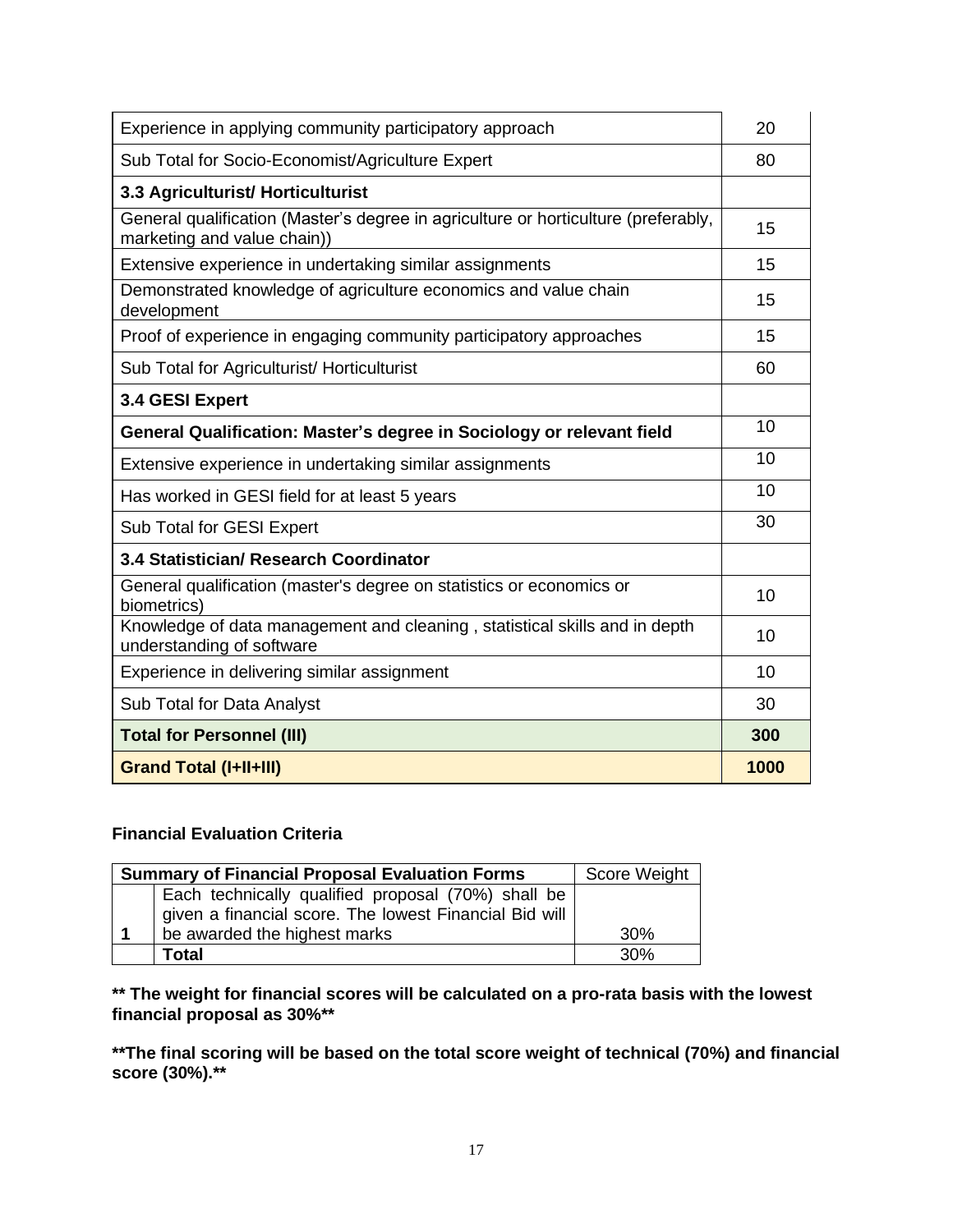| Experience in applying community participatory approach | 20 |
|---|---|
| Sub Total for Socio-Economist/Agriculture Expert | 80 |
| **3.3 Agriculturist/ Horticulturist** | |
| General qualification (Master's degree in agriculture or horticulture (preferably, marketing and value chain)) | 15 |
| Extensive experience in undertaking similar assignments | 15 |
| Demonstrated knowledge of agriculture economics and value chain development | 15 |
| Proof of experience in engaging community participatory approaches | 15 |
| Sub Total for Agriculturist/ Horticulturist | 60 |
| **3.4 GESI Expert** | |
| **General Qualification: Master's degree in Sociology or relevant field** | 10 |
| Extensive experience in undertaking similar assignments | 10 |
| Has worked in GESI field for at least 5 years | 10 |
| Sub Total for GESI Expert | 30 |
| **3.4 Statistician/ Research Coordinator** | |
| General qualification (master's degree on statistics or economics or biometrics) | 10 |
| Knowledge of data management and cleaning , statistical skills and in depth understanding of software | 10 |
| Experience in delivering similar assignment | 10 |
| Sub Total for Data Analyst | 30 |
| **Total for Personnel (III)** | **300** |
| **Grand Total (I+II+III)** | **1000** |

**Financial Evaluation Criteria**

| | **Summary of Financial Proposal Evaluation Forms** | Score Weight |
|---|---|---|
| **1** | Each technically qualified proposal (70%) shall be given a financial score. The lowest Financial Bid will be awarded the highest marks | 30% |
| | **Total** | 30% |

**\*\* The weight for financial scores will be calculated on a pro-rata basis with the lowest financial proposal as 30%\*\***

**\*\*The final scoring will be based on the total score weight of technical (70%) and financial score (30%).\*\***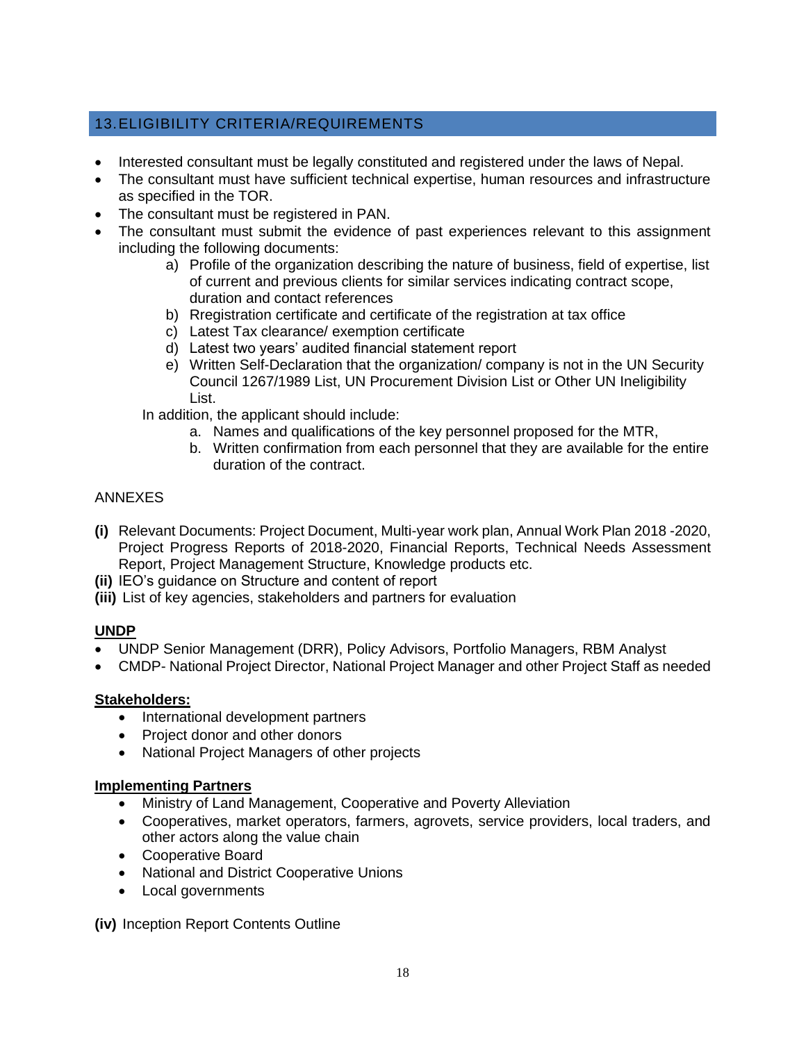## 13. ELIGIBILITY CRITERIA/REQUIREMENTS

- Interested consultant must be legally constituted and registered under the laws of Nepal.
- The consultant must have sufficient technical expertise, human resources and infrastructure as specified in the TOR.
- The consultant must be registered in PAN.
- The consultant must submit the evidence of past experiences relevant to this assignment including the following documents:
    a) Profile of the organization describing the nature of business, field of expertise, list of current and previous clients for similar services indicating contract scope, duration and contact references
    b) Rregistration certificate and certificate of the registration at tax office
    c) Latest Tax clearance/ exemption certificate
    d) Latest two years' audited financial statement report
    e) Written Self-Declaration that the organization/ company is not in the UN Security Council 1267/1989 List, UN Procurement Division List or Other UN Ineligibility List.

  In addition, the applicant should include:
    a. Names and qualifications of the key personnel proposed for the MTR,
    b. Written confirmation from each personnel that they are available for the entire duration of the contract.

ANNEXES

**(i)** Relevant Documents: Project Document, Multi-year work plan, Annual Work Plan 2018 -2020, Project Progress Reports of 2018-2020, Financial Reports, Technical Needs Assessment Report, Project Management Structure, Knowledge products etc.
**(ii)** IEO's guidance on Structure and content of report
**(iii)** List of key agencies, stakeholders and partners for evaluation

**UNDP**

- UNDP Senior Management (DRR), Policy Advisors, Portfolio Managers, RBM Analyst
- CMDP- National Project Director, National Project Manager and other Project Staff as needed

**Stakeholders:**

- International development partners
- Project donor and other donors
- National Project Managers of other projects

**Implementing Partners**

- Ministry of Land Management, Cooperative and Poverty Alleviation
- Cooperatives, market operators, farmers, agrovets, service providers, local traders, and other actors along the value chain
- Cooperative Board
- National and District Cooperative Unions
- Local governments

**(iv)** Inception Report Contents Outline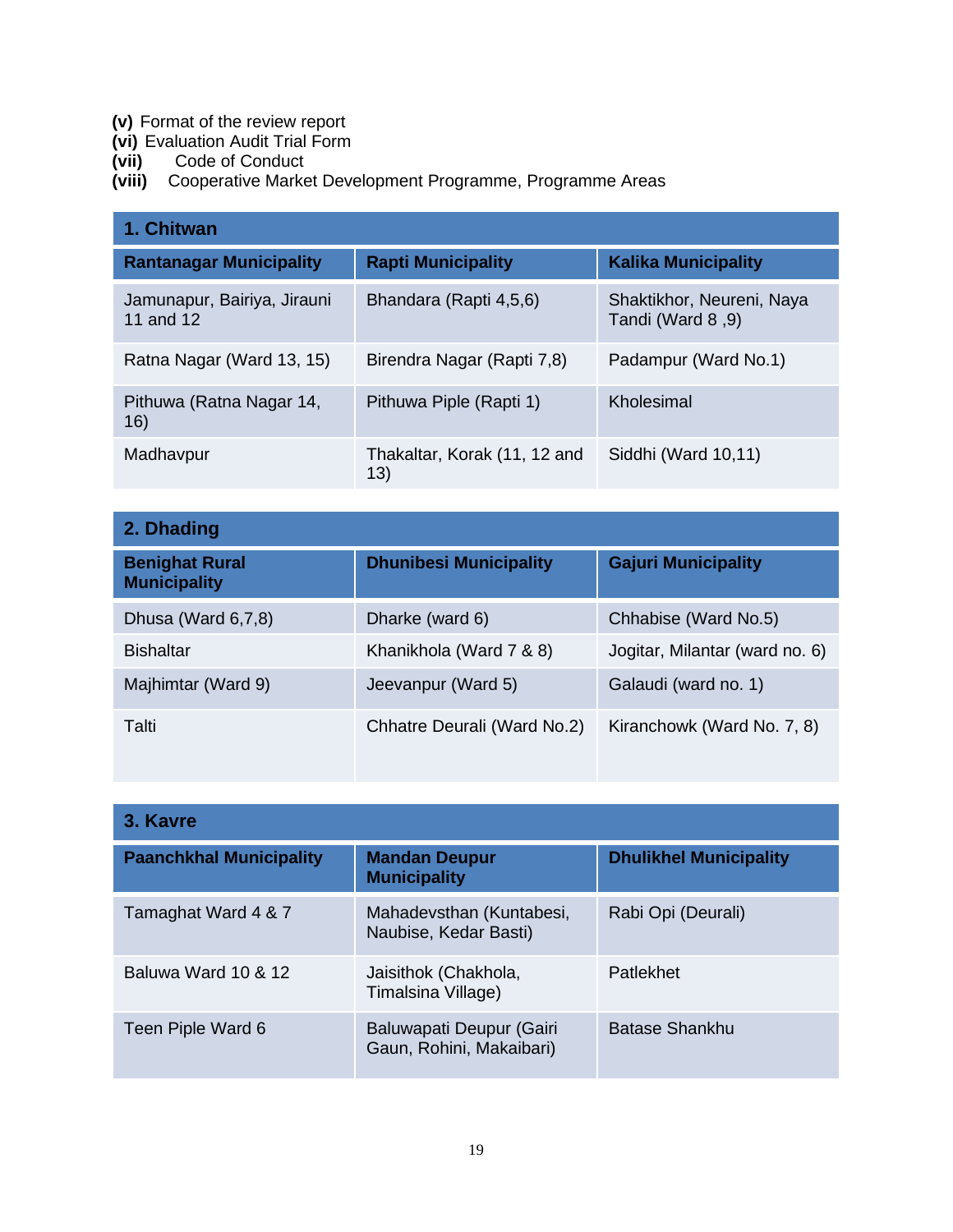**(v)** Format of the review report
**(vi)** Evaluation Audit Trial Form
**(vii)** Code of Conduct
**(viii)** Cooperative Market Development Programme, Programme Areas

| 1. Chitwan | | |
|---|---|---|
| **Rantanagar Municipality** | **Rapti Municipality** | **Kalika Municipality** |
| Jamunapur, Bairiya, Jirauni 11 and 12 | Bhandara (Rapti 4,5,6) | Shaktikhor, Neureni, Naya Tandi (Ward 8 ,9) |
| Ratna Nagar (Ward 13, 15) | Birendra Nagar (Rapti 7,8) | Padampur (Ward No.1) |
| Pithuwa (Ratna Nagar 14, 16) | Pithuwa Piple (Rapti 1) | Kholesimal |
| Madhavpur | Thakaltar, Korak (11, 12 and 13) | Siddhi (Ward 10,11) |

| 2. Dhading | | |
|---|---|---|
| **Benighat Rural Municipality** | **Dhunibesi Municipality** | **Gajuri Municipality** |
| Dhusa (Ward 6,7,8) | Dharke (ward 6) | Chhabise (Ward No.5) |
| Bishaltar | Khanikhola (Ward 7 & 8) | Jogitar, Milantar (ward no. 6) |
| Majhimtar (Ward 9) | Jeevanpur (Ward 5) | Galaudi (ward no. 1) |
| Talti | Chhatre Deurali (Ward No.2) | Kiranchowk (Ward No. 7, 8) |

| 3. Kavre | | |
|---|---|---|
| **Paanchkhal Municipality** | **Mandan Deupur Municipality** | **Dhulikhel Municipality** |
| Tamaghat Ward 4 & 7 | Mahadevsthan (Kuntabesi, Naubise, Kedar Basti) | Rabi Opi (Deurali) |
| Baluwa Ward 10 & 12 | Jaisithok (Chakhola, Timalsina Village) | Patlekhet |
| Teen Piple Ward 6 | Baluwapati Deupur (Gairi Gaun, Rohini, Makaibari) | Batase Shankhu |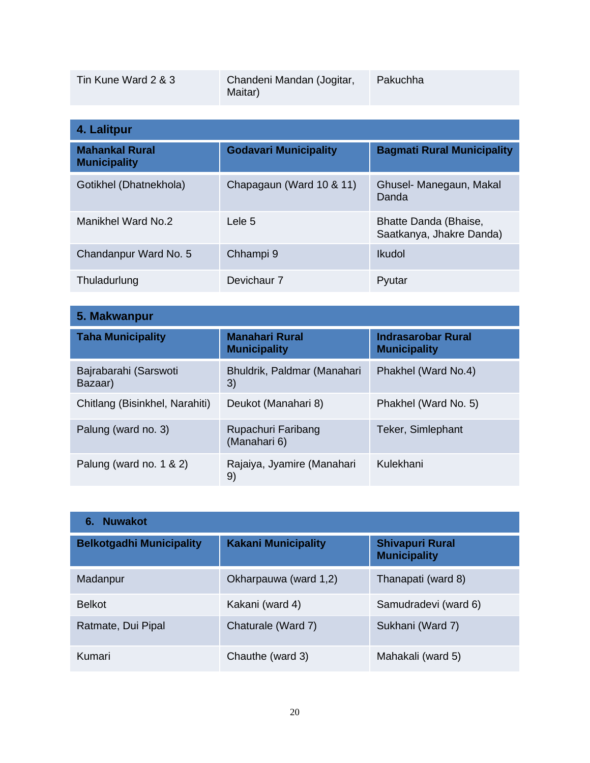| | | |
|---|---|---|
| Tin Kune Ward 2 & 3 | Chandeni Mandan (Jogitar, Maitar) | Pakuchha |

| 4. Lalitpur | | |
|---|---|---|
| **Mahankal Rural Municipality** | **Godavari Municipality** | **Bagmati Rural Municipality** |
| Gotikhel (Dhatnekhola) | Chapagaun (Ward 10 & 11) | Ghusel- Manegaun, Makal Danda |
| Manikhel Ward No.2 | Lele 5 | Bhatte Danda (Bhaise, Saatkanya, Jhakre Danda) |
| Chandanpur Ward No. 5 | Chhampi 9 | Ikudol |
| Thuladurlung | Devichaur 7 | Pyutar |

| 5. Makwanpur | | |
|---|---|---|
| **Taha Municipality** | **Manahari Rural Municipality** | **Indrasarobar Rural Municipality** |
| Bajrabarahi (Sarswoti Bazaar) | Bhuldrik, Paldmar (Manahari 3) | Phakhel (Ward No.4) |
| Chitlang (Bisinkhel, Narahiti) | Deukot (Manahari 8) | Phakhel (Ward No. 5) |
| Palung (ward no. 3) | Rupachuri Faribang (Manahari 6) | Teker, Simlephant |
| Palung (ward no. 1 & 2) | Rajaiya, Jyamire (Manahari 9) | Kulekhani |

| 6. Nuwakot | | |
|---|---|---|
| **Belkotgadhi Municipality** | **Kakani Municipality** | **Shivapuri Rural Municipality** |
| Madanpur | Okharpauwa (ward 1,2) | Thanapati (ward 8) |
| Belkot | Kakani (ward 4) | Samudradevi (ward 6) |
| Ratmate, Dui Pipal | Chaturale (Ward 7) | Sukhani (Ward 7) |
| Kumari | Chauthe (ward 3) | Mahakali (ward 5) |